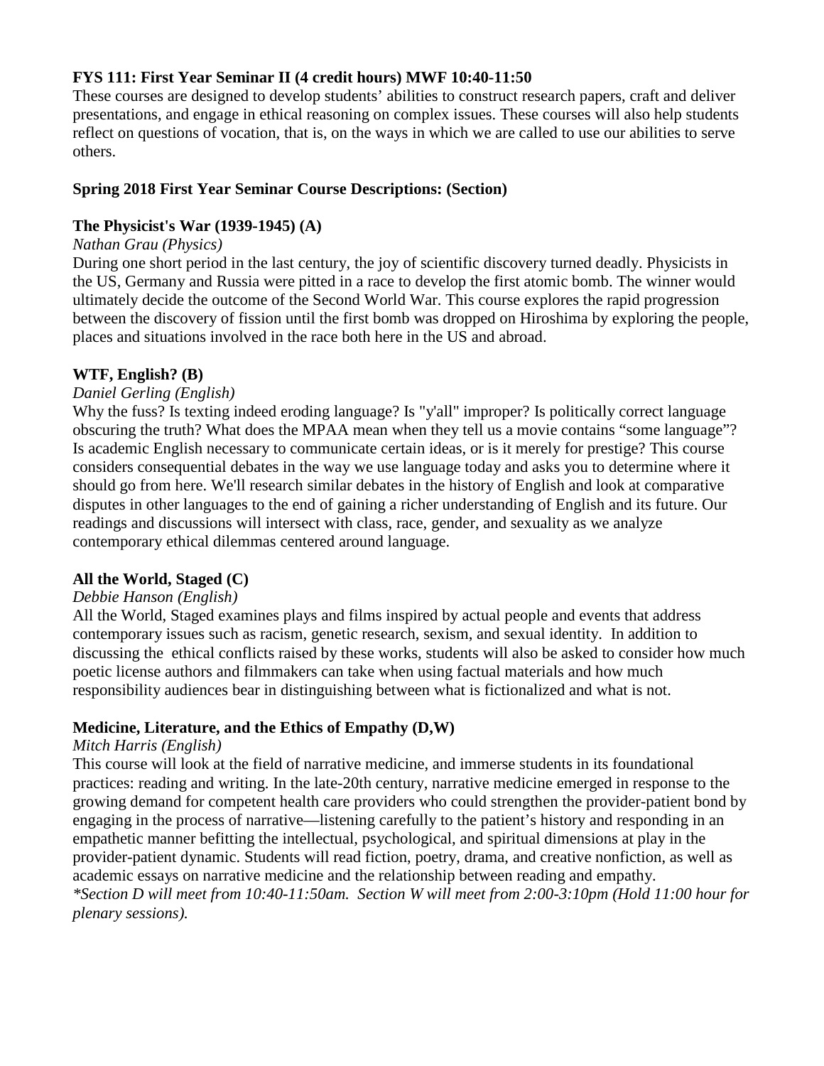**FYS 111: First Year Seminar II (4 credit hours) MWF 10:40-11:50**

These courses are designed to develop students' abilities to construct research papers, craft and deliver presentations, and engage in ethical reasoning on complex issues. These courses will also help students reflect on questions of vocation, that is, on the ways in which we are called to use our abilities to serve others.

**Spring 2018 First Year Seminar Course Descriptions: (Section)**

**The Physicist's War (1939-1945) (A)**

*Nathan Grau (Physics)*

During one short period in the last century, the joy of scientific discovery turned deadly. Physicists in the US, Germany and Russia were pitted in a race to develop the first atomic bomb. The winner would ultimately decide the outcome of the Second World War. This course explores the rapid progression between the discovery of fission until the first bomb was dropped on Hiroshima by exploring the people, places and situations involved in the race both here in the US and abroad.

**WTF, English? (B)**

*Daniel Gerling (English)*

Why the fuss? Is texting indeed eroding language? Is "y'all" improper? Is politically correct language obscuring the truth? What does the MPAA mean when they tell us a movie contains "some language"? Is academic English necessary to communicate certain ideas, or is it merely for prestige? This course considers consequential debates in the way we use language today and asks you to determine where it should go from here. We'll research similar debates in the history of English and look at comparative disputes in other languages to the end of gaining a richer understanding of English and its future. Our readings and discussions will intersect with class, race, gender, and sexuality as we analyze contemporary ethical dilemmas centered around language.

**All the World, Staged (C)**

*Debbie Hanson (English)*

All the World, Staged examines plays and films inspired by actual people and events that address contemporary issues such as racism, genetic research, sexism, and sexual identity. In addition to discussing the ethical conflicts raised by these works, students will also be asked to consider how much poetic license authors and filmmakers can take when using factual materials and how much responsibility audiences bear in distinguishing between what is fictionalized and what is not.

**Medicine, Literature, and the Ethics of Empathy (D,W)**

*Mitch Harris (English)*

This course will look at the field of narrative medicine, and immerse students in its foundational practices: reading and writing. In the late-20th century, narrative medicine emerged in response to the growing demand for competent health care providers who could strengthen the provider-patient bond by engaging in the process of narrative—listening carefully to the patient's history and responding in an empathetic manner befitting the intellectual, psychological, and spiritual dimensions at play in the provider-patient dynamic. Students will read fiction, poetry, drama, and creative nonfiction, as well as academic essays on narrative medicine and the relationship between reading and empathy.

*\*Section D will meet from 10:40-11:50am. Section W will meet from 2:00-3:10pm (Hold 11:00 hour for plenary sessions).*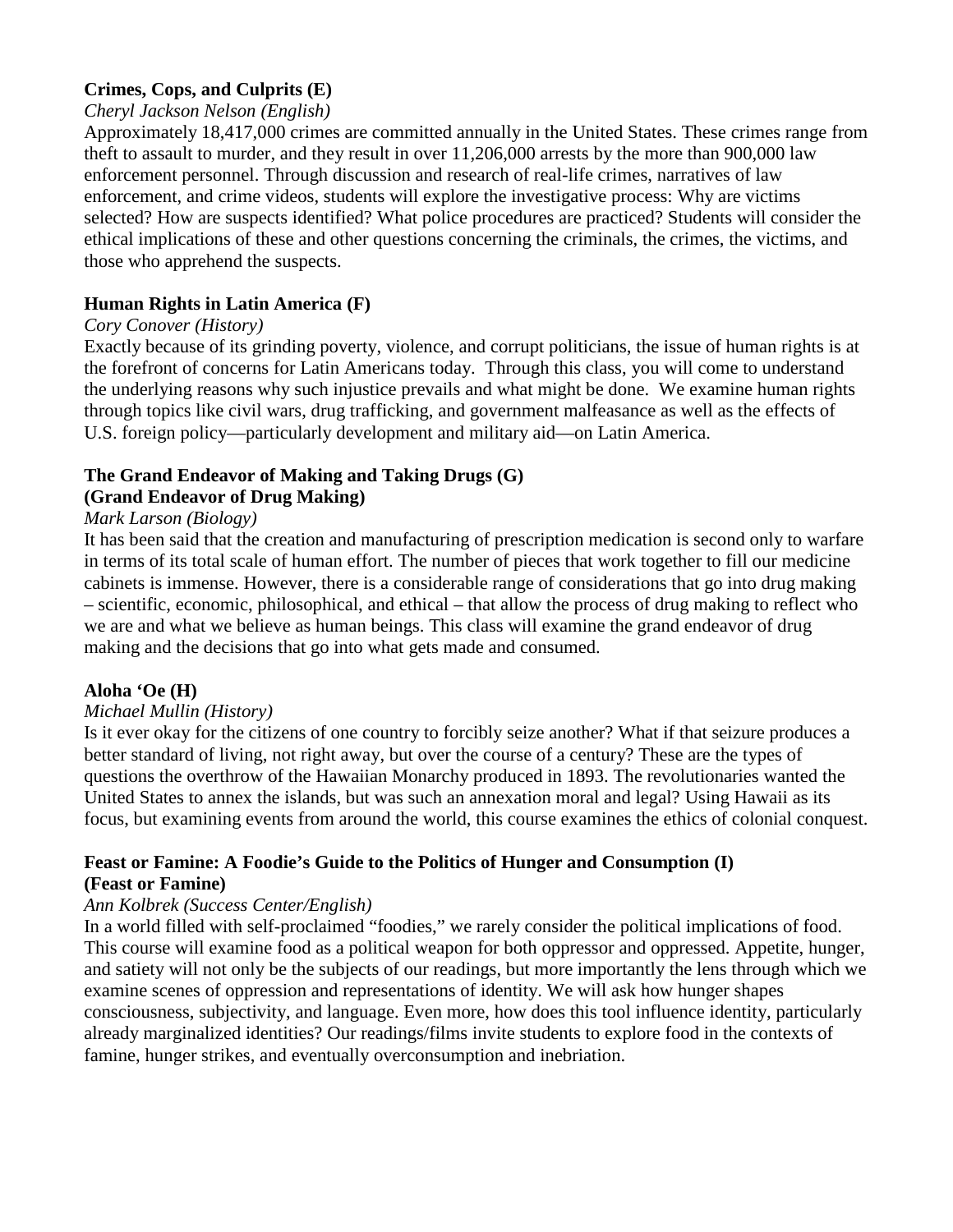**Crimes, Cops, and Culprits (E)**

*Cheryl Jackson Nelson (English)*

Approximately 18,417,000 crimes are committed annually in the United States. These crimes range from theft to assault to murder, and they result in over 11,206,000 arrests by the more than 900,000 law enforcement personnel. Through discussion and research of real-life crimes, narratives of law enforcement, and crime videos, students will explore the investigative process: Why are victims selected? How are suspects identified? What police procedures are practiced? Students will consider the ethical implications of these and other questions concerning the criminals, the crimes, the victims, and those who apprehend the suspects.

**Human Rights in Latin America (F)**

*Cory Conover (History)*

Exactly because of its grinding poverty, violence, and corrupt politicians, the issue of human rights is at the forefront of concerns for Latin Americans today. Through this class, you will come to understand the underlying reasons why such injustice prevails and what might be done. We examine human rights through topics like civil wars, drug trafficking, and government malfeasance as well as the effects of U.S. foreign policy—particularly development and military aid—on Latin America.

**The Grand Endeavor of Making and Taking Drugs (G)**
**(Grand Endeavor of Drug Making)**

*Mark Larson (Biology)*

It has been said that the creation and manufacturing of prescription medication is second only to warfare in terms of its total scale of human effort. The number of pieces that work together to fill our medicine cabinets is immense. However, there is a considerable range of considerations that go into drug making – scientific, economic, philosophical, and ethical – that allow the process of drug making to reflect who we are and what we believe as human beings. This class will examine the grand endeavor of drug making and the decisions that go into what gets made and consumed.

**Aloha 'Oe (H)**

*Michael Mullin (History)*

Is it ever okay for the citizens of one country to forcibly seize another? What if that seizure produces a better standard of living, not right away, but over the course of a century? These are the types of questions the overthrow of the Hawaiian Monarchy produced in 1893. The revolutionaries wanted the United States to annex the islands, but was such an annexation moral and legal? Using Hawaii as its focus, but examining events from around the world, this course examines the ethics of colonial conquest.

**Feast or Famine: A Foodie's Guide to the Politics of Hunger and Consumption (I)**
**(Feast or Famine)**

*Ann Kolbrek (Success Center/English)*

In a world filled with self-proclaimed "foodies," we rarely consider the political implications of food. This course will examine food as a political weapon for both oppressor and oppressed. Appetite, hunger, and satiety will not only be the subjects of our readings, but more importantly the lens through which we examine scenes of oppression and representations of identity. We will ask how hunger shapes consciousness, subjectivity, and language. Even more, how does this tool influence identity, particularly already marginalized identities? Our readings/films invite students to explore food in the contexts of famine, hunger strikes, and eventually overconsumption and inebriation.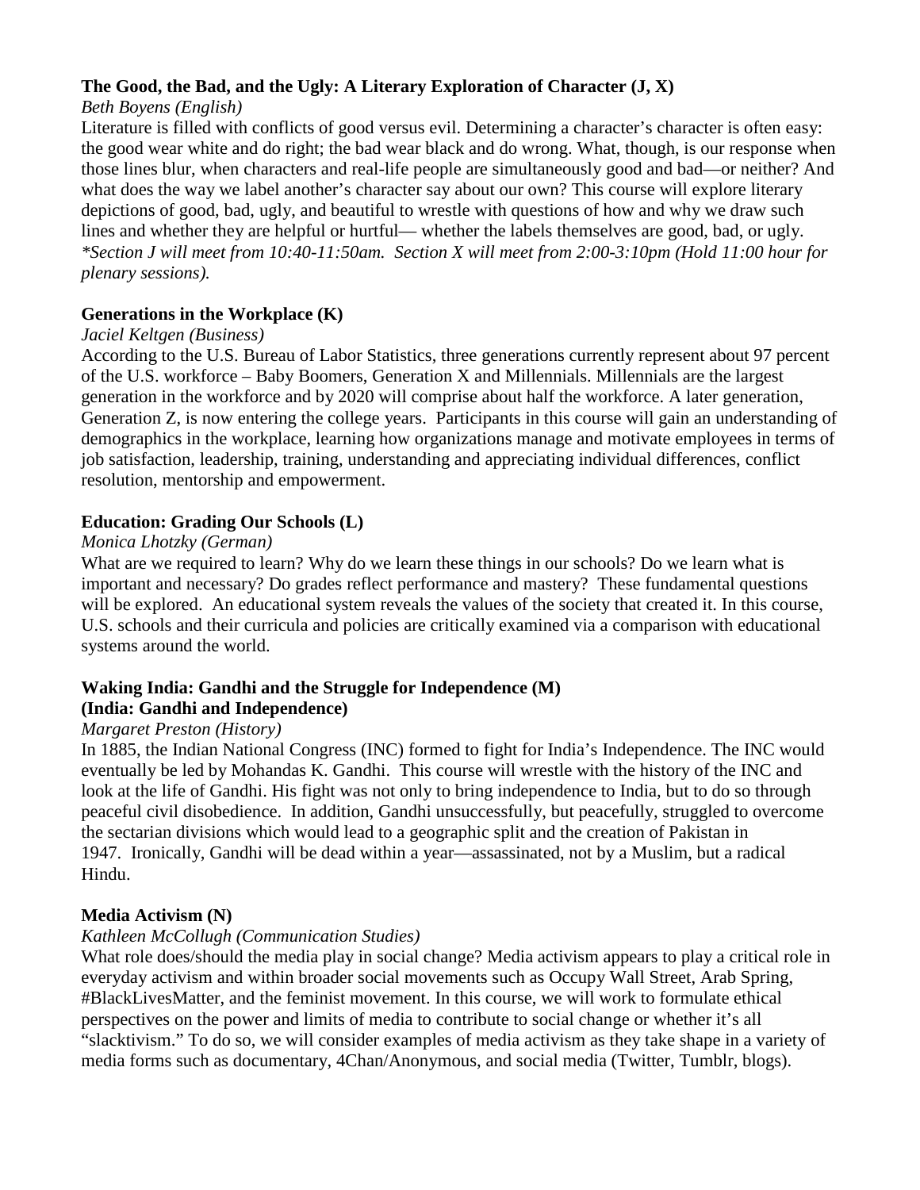**The Good, the Bad, and the Ugly: A Literary Exploration of Character (J, X)**

*Beth Boyens (English)*

Literature is filled with conflicts of good versus evil. Determining a character's character is often easy: the good wear white and do right; the bad wear black and do wrong. What, though, is our response when those lines blur, when characters and real-life people are simultaneously good and bad—or neither? And what does the way we label another's character say about our own? This course will explore literary depictions of good, bad, ugly, and beautiful to wrestle with questions of how and why we draw such lines and whether they are helpful or hurtful— whether the labels themselves are good, bad, or ugly. *\*Section J will meet from 10:40-11:50am. Section X will meet from 2:00-3:10pm (Hold 11:00 hour for plenary sessions).*

**Generations in the Workplace (K)**

*Jaciel Keltgen (Business)*

According to the U.S. Bureau of Labor Statistics, three generations currently represent about 97 percent of the U.S. workforce – Baby Boomers, Generation X and Millennials. Millennials are the largest generation in the workforce and by 2020 will comprise about half the workforce. A later generation, Generation Z, is now entering the college years. Participants in this course will gain an understanding of demographics in the workplace, learning how organizations manage and motivate employees in terms of job satisfaction, leadership, training, understanding and appreciating individual differences, conflict resolution, mentorship and empowerment.

**Education: Grading Our Schools (L)**

*Monica Lhotzky (German)*

What are we required to learn? Why do we learn these things in our schools? Do we learn what is important and necessary? Do grades reflect performance and mastery? These fundamental questions will be explored. An educational system reveals the values of the society that created it. In this course, U.S. schools and their curricula and policies are critically examined via a comparison with educational systems around the world.

**Waking India: Gandhi and the Struggle for Independence (M)**
**(India: Gandhi and Independence)**

*Margaret Preston (History)*

In 1885, the Indian National Congress (INC) formed to fight for India's Independence. The INC would eventually be led by Mohandas K. Gandhi. This course will wrestle with the history of the INC and look at the life of Gandhi. His fight was not only to bring independence to India, but to do so through peaceful civil disobedience. In addition, Gandhi unsuccessfully, but peacefully, struggled to overcome the sectarian divisions which would lead to a geographic split and the creation of Pakistan in 1947. Ironically, Gandhi will be dead within a year—assassinated, not by a Muslim, but a radical Hindu.

**Media Activism (N)**

*Kathleen McCollugh (Communication Studies)*

What role does/should the media play in social change? Media activism appears to play a critical role in everyday activism and within broader social movements such as Occupy Wall Street, Arab Spring, #BlackLivesMatter, and the feminist movement. In this course, we will work to formulate ethical perspectives on the power and limits of media to contribute to social change or whether it's all "slacktivism." To do so, we will consider examples of media activism as they take shape in a variety of media forms such as documentary, 4Chan/Anonymous, and social media (Twitter, Tumblr, blogs).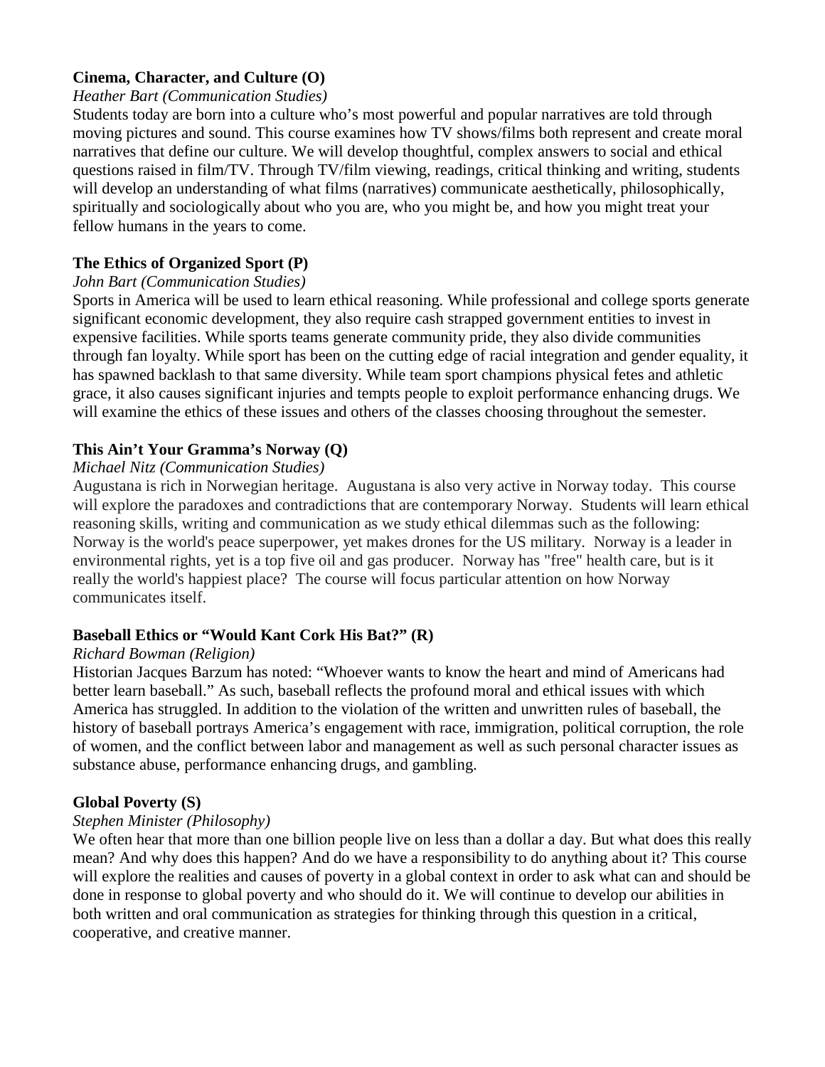**Cinema, Character, and Culture (O)**

*Heather Bart (Communication Studies)*

Students today are born into a culture who's most powerful and popular narratives are told through moving pictures and sound. This course examines how TV shows/films both represent and create moral narratives that define our culture. We will develop thoughtful, complex answers to social and ethical questions raised in film/TV. Through TV/film viewing, readings, critical thinking and writing, students will develop an understanding of what films (narratives) communicate aesthetically, philosophically, spiritually and sociologically about who you are, who you might be, and how you might treat your fellow humans in the years to come.

**The Ethics of Organized Sport (P)**

*John Bart (Communication Studies)*

Sports in America will be used to learn ethical reasoning. While professional and college sports generate significant economic development, they also require cash strapped government entities to invest in expensive facilities. While sports teams generate community pride, they also divide communities through fan loyalty. While sport has been on the cutting edge of racial integration and gender equality, it has spawned backlash to that same diversity. While team sport champions physical fetes and athletic grace, it also causes significant injuries and tempts people to exploit performance enhancing drugs. We will examine the ethics of these issues and others of the classes choosing throughout the semester.

**This Ain't Your Gramma's Norway (Q)**

*Michael Nitz (Communication Studies)*

Augustana is rich in Norwegian heritage. Augustana is also very active in Norway today. This course will explore the paradoxes and contradictions that are contemporary Norway. Students will learn ethical reasoning skills, writing and communication as we study ethical dilemmas such as the following: Norway is the world's peace superpower, yet makes drones for the US military. Norway is a leader in environmental rights, yet is a top five oil and gas producer. Norway has "free" health care, but is it really the world's happiest place? The course will focus particular attention on how Norway communicates itself.

**Baseball Ethics or "Would Kant Cork His Bat?" (R)**

*Richard Bowman (Religion)*

Historian Jacques Barzum has noted: "Whoever wants to know the heart and mind of Americans had better learn baseball." As such, baseball reflects the profound moral and ethical issues with which America has struggled. In addition to the violation of the written and unwritten rules of baseball, the history of baseball portrays America's engagement with race, immigration, political corruption, the role of women, and the conflict between labor and management as well as such personal character issues as substance abuse, performance enhancing drugs, and gambling.

**Global Poverty (S)**

*Stephen Minister (Philosophy)*

We often hear that more than one billion people live on less than a dollar a day. But what does this really mean? And why does this happen? And do we have a responsibility to do anything about it? This course will explore the realities and causes of poverty in a global context in order to ask what can and should be done in response to global poverty and who should do it. We will continue to develop our abilities in both written and oral communication as strategies for thinking through this question in a critical, cooperative, and creative manner.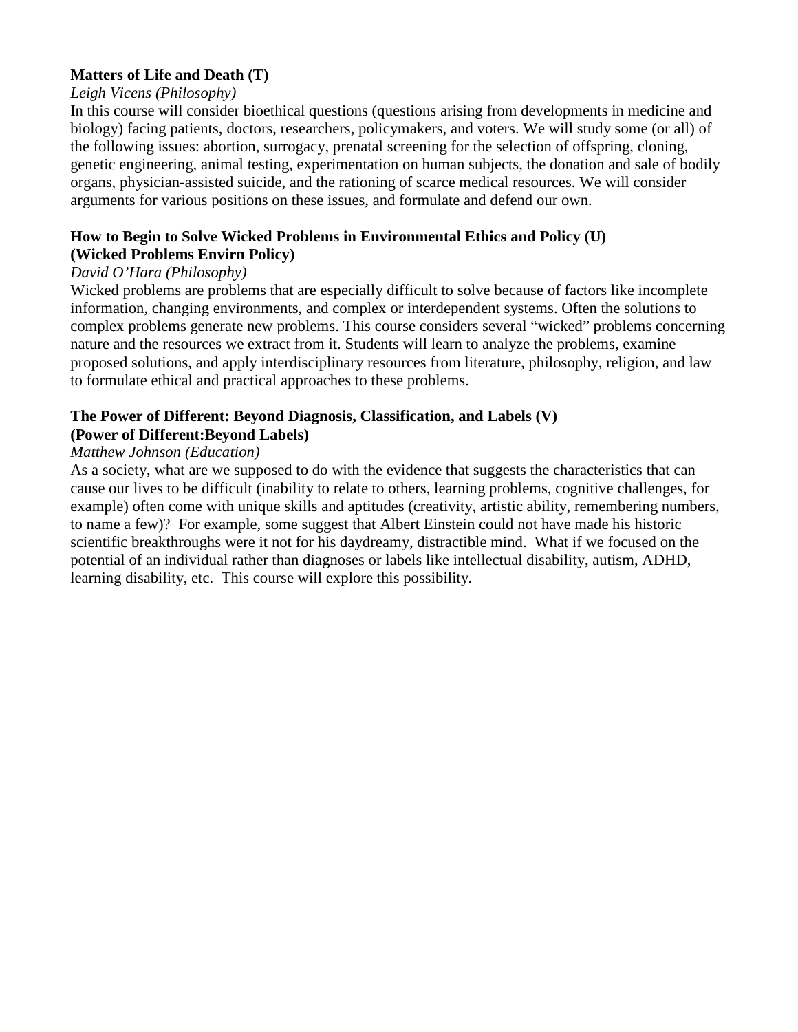**Matters of Life and Death (T)**

*Leigh Vicens (Philosophy)*

In this course will consider bioethical questions (questions arising from developments in medicine and biology) facing patients, doctors, researchers, policymakers, and voters. We will study some (or all) of the following issues: abortion, surrogacy, prenatal screening for the selection of offspring, cloning, genetic engineering, animal testing, experimentation on human subjects, the donation and sale of bodily organs, physician-assisted suicide, and the rationing of scarce medical resources. We will consider arguments for various positions on these issues, and formulate and defend our own.

**How to Begin to Solve Wicked Problems in Environmental Ethics and Policy (U)**
**(Wicked Problems Envirn Policy)**

*David O'Hara (Philosophy)*

Wicked problems are problems that are especially difficult to solve because of factors like incomplete information, changing environments, and complex or interdependent systems. Often the solutions to complex problems generate new problems. This course considers several "wicked" problems concerning nature and the resources we extract from it. Students will learn to analyze the problems, examine proposed solutions, and apply interdisciplinary resources from literature, philosophy, religion, and law to formulate ethical and practical approaches to these problems.

**The Power of Different: Beyond Diagnosis, Classification, and Labels (V)**
**(Power of Different:Beyond Labels)**

*Matthew Johnson (Education)*

As a society, what are we supposed to do with the evidence that suggests the characteristics that can cause our lives to be difficult (inability to relate to others, learning problems, cognitive challenges, for example) often come with unique skills and aptitudes (creativity, artistic ability, remembering numbers, to name a few)? For example, some suggest that Albert Einstein could not have made his historic scientific breakthroughs were it not for his daydreamy, distractible mind. What if we focused on the potential of an individual rather than diagnoses or labels like intellectual disability, autism, ADHD, learning disability, etc. This course will explore this possibility.